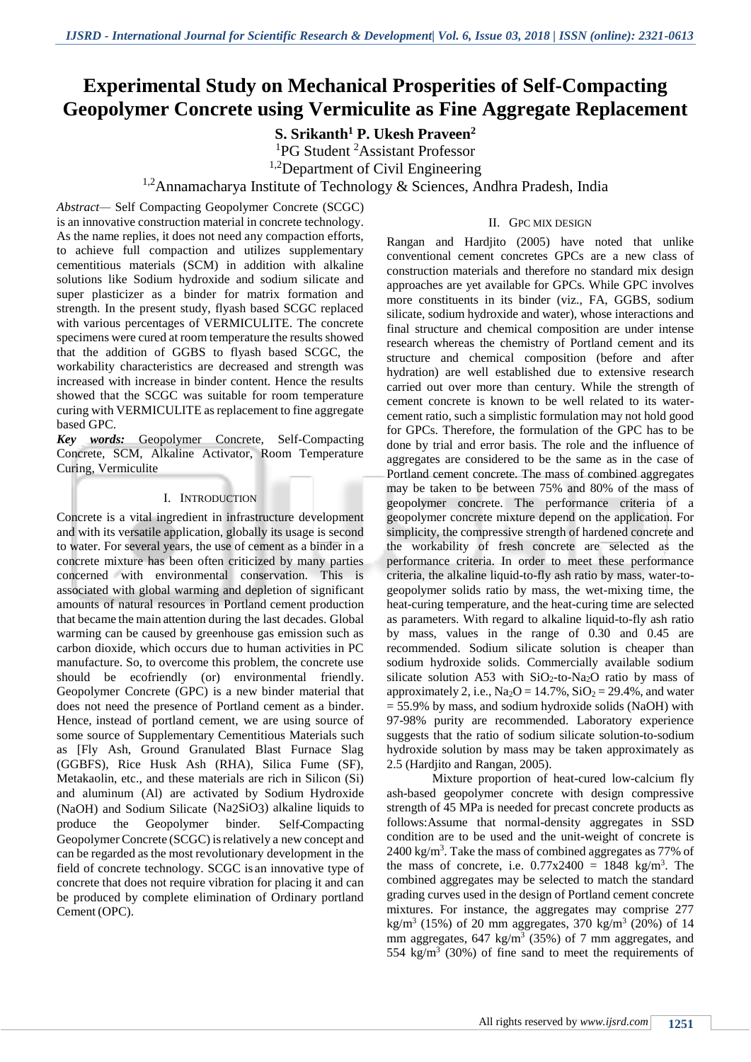# Experimental Study on Mechanical Prosperities of Self-Compacting Geopolymer Concrete using Vermiculite as Fine Aggregate Replacement

**S. Srikanth[1] P. Ukesh Praveen[2]**

[1]PG Student [2]Assistant Professor

[1,2]Department of Civil Engineering

[1,2]Annamacharya Institute of Technology & Sciences, Andhra Pradesh, India

*Abstract*— Self Compacting Geopolymer Concrete (SCGC) is an innovative construction material in concrete technology. As the name replies, it does not need any compaction efforts, to achieve full compaction and utilizes supplementary cementitious materials (SCM) in addition with alkaline solutions like Sodium hydroxide and sodium silicate and super plasticizer as a binder for matrix formation and strength. In the present study, flyash based SCGC replaced with various percentages of VERMICULITE. The concrete specimens were cured at room temperature the results showed that the addition of GGBS to flyash based SCGC, the workability characteristics are decreased and strength was increased with increase in binder content. Hence the results showed that the SCGC was suitable for room temperature curing with VERMICULITE as replacement to fine aggregate based GPC.

***Key words:*** Geopolymer Concrete, Self-Compacting Concrete, SCM, Alkaline Activator, Room Temperature Curing, Vermiculite

## I. Introduction

Concrete is a vital ingredient in infrastructure development and with its versatile application, globally its usage is second to water. For several years, the use of cement as a binder in a concrete mixture has been often criticized by many parties concerned with environmental conservation. This is associated with global warming and depletion of significant amounts of natural resources in Portland cement production that became the main attention during the last decades. Global warming can be caused by greenhouse gas emission such as carbon dioxide, which occurs due to human activities in PC manufacture. So, to overcome this problem, the concrete use should be ecofriendly (or) environmental friendly. Geopolymer Concrete (GPC) is a new binder material that does not need the presence of Portland cement as a binder. Hence, instead of portland cement, we are using source of some source of Supplementary Cementitious Materials such as [Fly Ash, Ground Granulated Blast Furnace Slag (GGBFS), Rice Husk Ash (RHA), Silica Fume (SF), Metakaolin, etc., and these materials are rich in Silicon (Si) and aluminum (Al) are activated by Sodium Hydroxide (NaOH) and Sodium Silicate ($Na_2SiO_3$) alkaline liquids to produce the Geopolymer binder. Self-Compacting Geopolymer Concrete (SCGC) is relatively a new concept and can be regarded as the most revolutionary development in the field of concrete technology. SCGC is an innovative type of concrete that does not require vibration for placing it and can be produced by complete elimination of Ordinary portland Cement (OPC).

## II. GPC Mix Design

Rangan and Hardjito (2005) have noted that unlike conventional cement concretes GPCs are a new class of construction materials and therefore no standard mix design approaches are yet available for GPCs. While GPC involves more constituents in its binder (viz., FA, GGBS, sodium silicate, sodium hydroxide and water), whose interactions and final structure and chemical composition are under intense research whereas the chemistry of Portland cement and its structure and chemical composition (before and after hydration) are well established due to extensive research carried out over more than century. While the strength of cement concrete is known to be well related to its water-cement ratio, such a simplistic formulation may not hold good for GPCs. Therefore, the formulation of the GPC has to be done by trial and error basis. The role and the influence of aggregates are considered to be the same as in the case of Portland cement concrete. The mass of combined aggregates may be taken to be between 75% and 80% of the mass of geopolymer concrete. The performance criteria of a geopolymer concrete mixture depend on the application. For simplicity, the compressive strength of hardened concrete and the workability of fresh concrete are selected as the performance criteria. In order to meet these performance criteria, the alkaline liquid-to-fly ash ratio by mass, water-to-geopolymer solids ratio by mass, the wet-mixing time, the heat-curing temperature, and the heat-curing time are selected as parameters. With regard to alkaline liquid-to-fly ash ratio by mass, values in the range of 0.30 and 0.45 are recommended. Sodium silicate solution is cheaper than sodium hydroxide solids. Commercially available sodium silicate solution A53 with $SiO_2$-to-$Na_2O$ ratio by mass of approximately 2, i.e., $Na_2O$ = 14.7%, $SiO_2$ = 29.4%, and water = 55.9% by mass, and sodium hydroxide solids (NaOH) with 97-98% purity are recommended. Laboratory experience suggests that the ratio of sodium silicate solution-to-sodium hydroxide solution by mass may be taken approximately as 2.5 (Hardjito and Rangan, 2005).

Mixture proportion of heat-cured low-calcium fly ash-based geopolymer concrete with design compressive strength of 45 MPa is needed for precast concrete products as follows:Assume that normal-density aggregates in SSD condition are to be used and the unit-weight of concrete is 2400 kg/m$^3$. Take the mass of combined aggregates as 77% of the mass of concrete, i.e. 0.77x2400 = 1848 kg/m$^3$. The combined aggregates may be selected to match the standard grading curves used in the design of Portland cement concrete mixtures. For instance, the aggregates may comprise 277 kg/m$^3$ (15%) of 20 mm aggregates, 370 kg/m$^3$ (20%) of 14 mm aggregates, 647 kg/m$^3$ (35%) of 7 mm aggregates, and 554 kg/m$^3$ (30%) of fine sand to meet the requirements of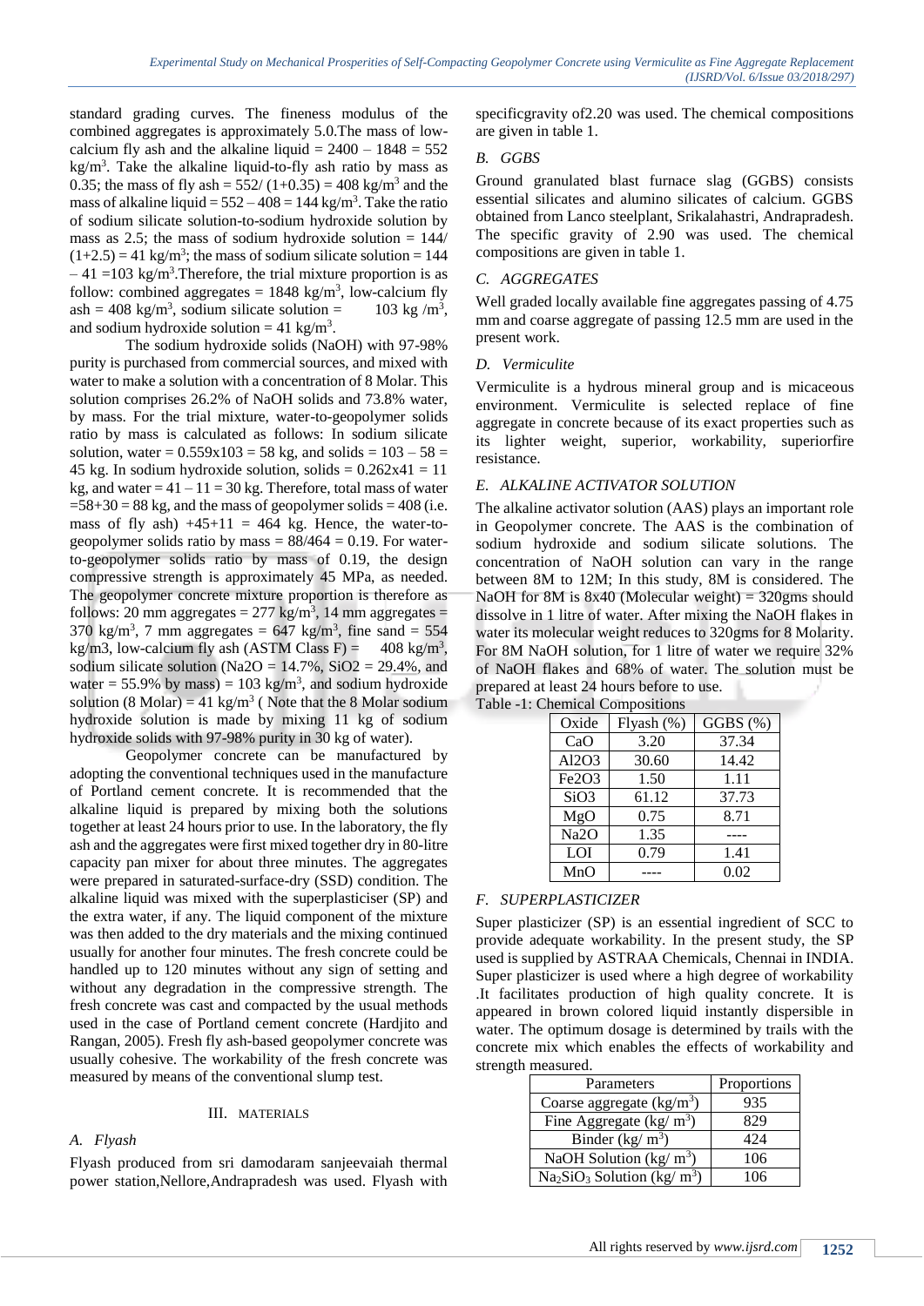standard grading curves. The fineness modulus of the combined aggregates is approximately 5.0.The mass of low-calcium fly ash and the alkaline liquid = 2400 – 1848 = 552 kg/m$^3$. Take the alkaline liquid-to-fly ash ratio by mass as 0.35; the mass of fly ash = 552/ (1+0.35) = 408 kg/m$^3$ and the mass of alkaline liquid = 552 – 408 = 144 kg/m$^3$. Take the ratio of sodium silicate solution-to-sodium hydroxide solution by mass as 2.5; the mass of sodium hydroxide solution = 144/ (1+2.5) = 41 kg/m$^3$; the mass of sodium silicate solution = 144 – 41 =103 kg/m$^3$.Therefore, the trial mixture proportion is as follow: combined aggregates = 1848 kg/m$^3$, low-calcium fly ash = 408 kg/m$^3$, sodium silicate solution = 103 kg /m$^3$, and sodium hydroxide solution = 41 kg/m$^3$.

The sodium hydroxide solids (NaOH) with 97-98% purity is purchased from commercial sources, and mixed with water to make a solution with a concentration of 8 Molar. This solution comprises 26.2% of NaOH solids and 73.8% water, by mass. For the trial mixture, water-to-geopolymer solids ratio by mass is calculated as follows: In sodium silicate solution, water = 0.559x103 = 58 kg, and solids = 103 – 58 = 45 kg. In sodium hydroxide solution, solids = 0.262x41 = 11 kg, and water = 41 – 11 = 30 kg. Therefore, total mass of water =58+30 = 88 kg, and the mass of geopolymer solids = 408 (i.e. mass of fly ash) +45+11 = 464 kg. Hence, the water-to-geopolymer solids ratio by mass = 88/464 = 0.19. For water-to-geopolymer solids ratio by mass of 0.19, the design compressive strength is approximately 45 MPa, as needed. The geopolymer concrete mixture proportion is therefore as follows: 20 mm aggregates = 277 kg/m$^3$, 14 mm aggregates = 370 kg/m$^3$, 7 mm aggregates = 647 kg/m$^3$, fine sand = 554 kg/m3, low-calcium fly ash (ASTM Class F) = 408 kg/m$^3$, sodium silicate solution ($Na_2O$ = 14.7%, $SiO_2$ = 29.4%, and water = 55.9% by mass) = 103 kg/m$^3$, and sodium hydroxide solution (8 Molar) = 41 kg/m$^3$ ( Note that the 8 Molar sodium hydroxide solution is made by mixing 11 kg of sodium hydroxide solids with 97-98% purity in 30 kg of water).

Geopolymer concrete can be manufactured by adopting the conventional techniques used in the manufacture of Portland cement concrete. It is recommended that the alkaline liquid is prepared by mixing both the solutions together at least 24 hours prior to use. In the laboratory, the fly ash and the aggregates were first mixed together dry in 80-litre capacity pan mixer for about three minutes. The aggregates were prepared in saturated-surface-dry (SSD) condition. The alkaline liquid was mixed with the superplasticiser (SP) and the extra water, if any. The liquid component of the mixture was then added to the dry materials and the mixing continued usually for another four minutes. The fresh concrete could be handled up to 120 minutes without any sign of setting and without any degradation in the compressive strength. The fresh concrete was cast and compacted by the usual methods used in the case of Portland cement concrete (Hardjito and Rangan, 2005). Fresh fly ash-based geopolymer concrete was usually cohesive. The workability of the fresh concrete was measured by means of the conventional slump test.

## III. MATERIALS

### A. Flyash

Flyash produced from sri damodaram sanjeevaiah thermal power station,Nellore,Andrapradesh was used. Flyash with specificgravity of2.20 was used. The chemical compositions are given in table 1.

### B. GGBS

Ground granulated blast furnace slag (GGBS) consists essential silicates and alumino silicates of calcium. GGBS obtained from Lanco steelplant, Srikalahastri, Andrapradesh. The specific gravity of 2.90 was used. The chemical compositions are given in table 1.

### C. AGGREGATES

Well graded locally available fine aggregates passing of 4.75 mm and coarse aggregate of passing 12.5 mm are used in the present work.

### D. Vermiculite

Vermiculite is a hydrous mineral group and is micaceous environment. Vermiculite is selected replace of fine aggregate in concrete because of its exact properties such as its lighter weight, superior, workability, superiorfire resistance.

### E. ALKALINE ACTIVATOR SOLUTION

The alkaline activator solution (AAS) plays an important role in Geopolymer concrete. The AAS is the combination of sodium hydroxide and sodium silicate solutions. The concentration of NaOH solution can vary in the range between 8M to 12M; In this study, 8M is considered. The NaOH for 8M is 8x40 (Molecular weight) = 320gms should dissolve in 1 litre of water. After mixing the NaOH flakes in water its molecular weight reduces to 320gms for 8 Molarity. For 8M NaOH solution, for 1 litre of water we require 32% of NaOH flakes and 68% of water. The solution must be prepared at least 24 hours before to use.

Table -1: Chemical Compositions

| Oxide | Flyash (%) | GGBS (%) |
|---|---|---|
| CaO | 3.20 | 37.34 |
| $Al_2O_3$ | 30.60 | 14.42 |
| $Fe_2O_3$ | 1.50 | 1.11 |
| $SiO_3$ | 61.12 | 37.73 |
| MgO | 0.75 | 8.71 |
| $Na_2O$ | 1.35 | ---- |
| LOI | 0.79 | 1.41 |
| MnO | ---- | 0.02 |

### F. SUPERPLASTICIZER

Super plasticizer (SP) is an essential ingredient of SCC to provide adequate workability. In the present study, the SP used is supplied by ASTRAA Chemicals, Chennai in INDIA. Super plasticizer is used where a high degree of workability .It facilitates production of high quality concrete. It is appeared in brown colored liquid instantly dispersible in water. The optimum dosage is determined by trails with the concrete mix which enables the effects of workability and strength measured.

| Parameters | Proportions |
|---|---|
| Coarse aggregate (kg/m$^3$) | 935 |
| Fine Aggregate (kg/ m$^3$) | 829 |
| Binder (kg/ m$^3$) | 424 |
| NaOH Solution (kg/ m$^3$) | 106 |
| $Na_2SiO_3$ Solution (kg/ m$^3$) | 106 |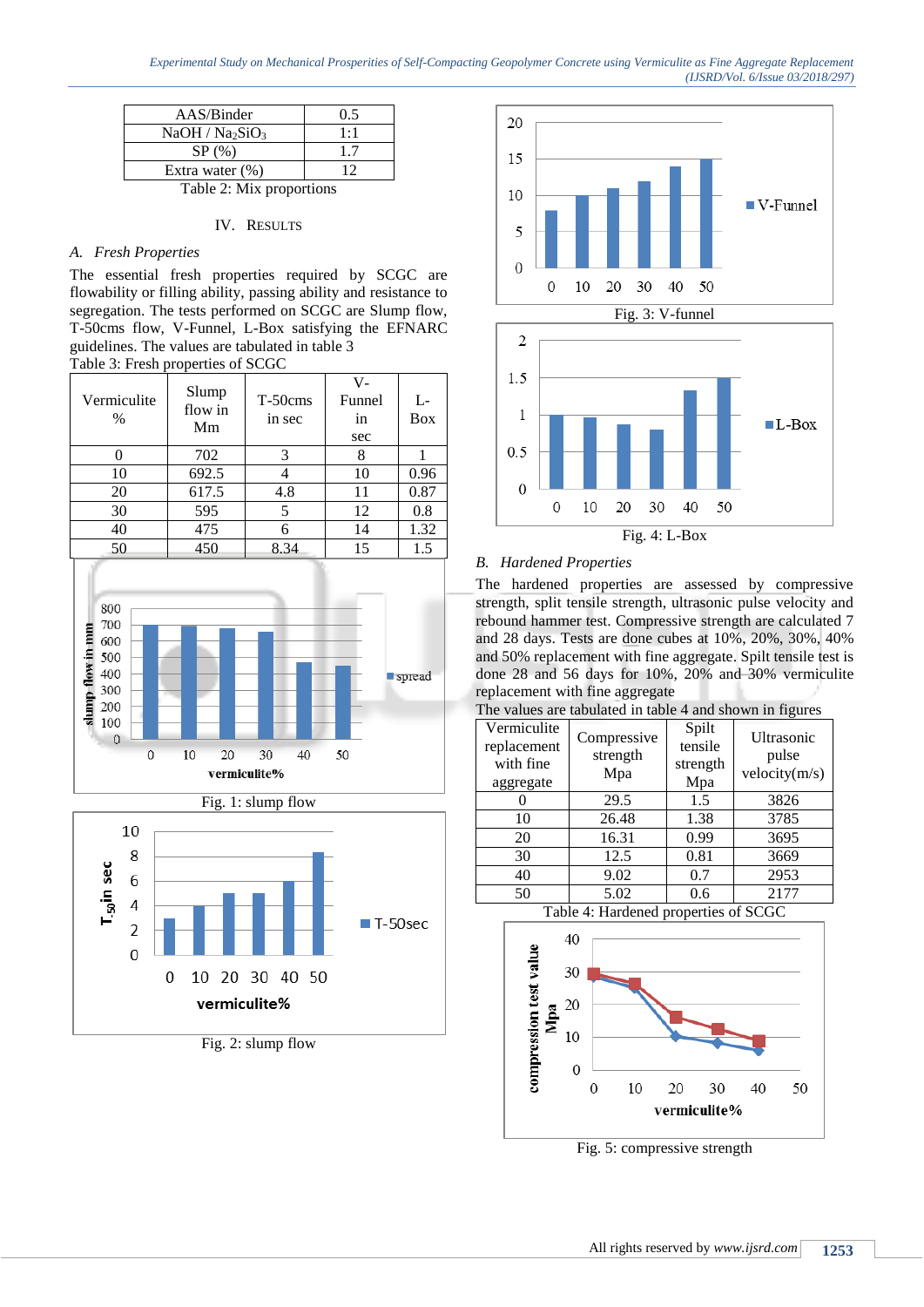| AAS/Binder | 0.5 |
|---|---|
| NaOH / $Na_2SiO_3$ | 1:1 |
| SP (%) | 1.7 |
| Extra water (%) | 12 |

Table 2: Mix proportions

## IV. RESULTS

### A. Fresh Properties

The essential fresh properties required by SCGC are flowability or filling ability, passing ability and resistance to segregation. The tests performed on SCGC are Slump flow, T-50cms flow, V-Funnel, L-Box satisfying the EFNARC guidelines. The values are tabulated in table 3

Table 3: Fresh properties of SCGC

| Vermiculite % | Slump flow in Mm | T-50cms in sec | V-Funnel in sec | L-Box |
|---|---|---|---|---|
| 0 | 702 | 3 | 8 | 1 |
| 10 | 692.5 | 4 | 10 | 0.96 |
| 20 | 617.5 | 4.8 | 11 | 0.87 |
| 30 | 595 | 5 | 12 | 0.8 |
| 40 | 475 | 6 | 14 | 1.32 |
| 50 | 450 | 8.34 | 15 | 1.5 |

Fig. 1: slump flow

Fig. 2: slump flow

Fig. 3: V-funnel

Fig. 4: L-Box

### B. Hardened Properties

The hardened properties are assessed by compressive strength, split tensile strength, ultrasonic pulse velocity and rebound hammer test. Compressive strength are calculated 7 and 28 days. Tests are done cubes at 10%, 20%, 30%, 40% and 50% replacement with fine aggregate. Spilt tensile test is done 28 and 56 days for 10%, 20% and 30% vermiculite replacement with fine aggregate

The values are tabulated in table 4 and shown in figures

| Vermiculite replacement with fine aggregate | Compressive strength Mpa | Spilt tensile strength Mpa | Ultrasonic pulse velocity(m/s) |
|---|---|---|---|
| 0 | 29.5 | 1.5 | 3826 |
| 10 | 26.48 | 1.38 | 3785 |
| 20 | 16.31 | 0.99 | 3695 |
| 30 | 12.5 | 0.81 | 3669 |
| 40 | 9.02 | 0.7 | 2953 |
| 50 | 5.02 | 0.6 | 2177 |

Table 4: Hardened properties of SCGC

Fig. 5: compressive strength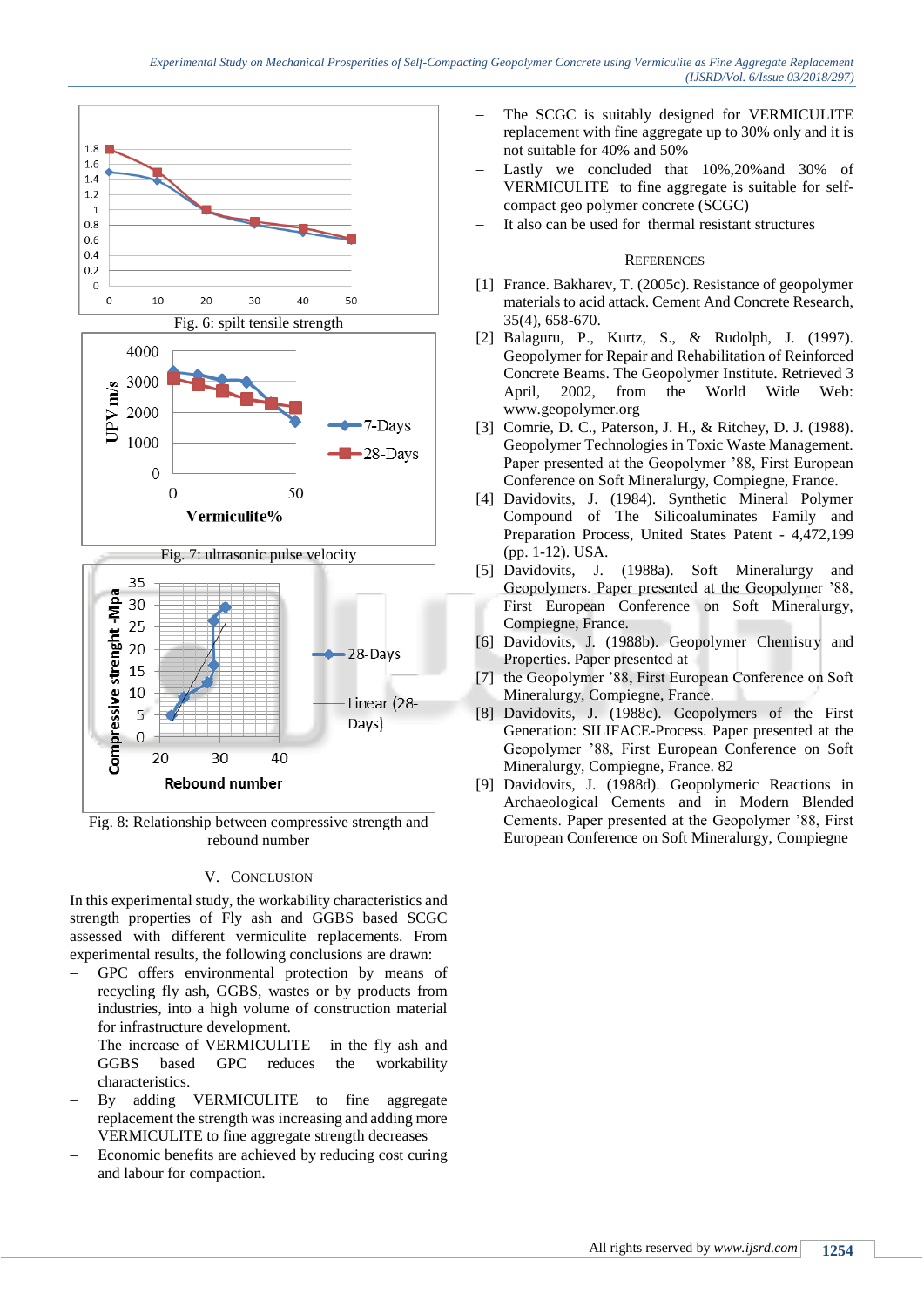1.8
1.6
1.4
1.2
1
0.8
0.6
0.4
0.2
0
0 10 20 30 40 50

Fig. 6: spilt tensile strength

4000
3000
2000
1000
0
UPV m/s
0 50
Vermiculite%
7-Days
28-Days

Fig. 7: ultrasonic pulse velocity

35
30
25
20
15
10
5
0
Compressive strenght -Mpa
20 30 40
Rebound number
28-Days
Linear (28-Days)

Fig. 8: Relationship between compressive strength and rebound number

## V. Conclusion

In this experimental study, the workability characteristics and strength properties of Fly ash and GGBS based SCGC assessed with different vermiculite replacements. From experimental results, the following conclusions are drawn:

- GPC offers environmental protection by means of recycling fly ash, GGBS, wastes or by products from industries, into a high volume of construction material for infrastructure development.
- The increase of VERMICULITE in the fly ash and GGBS based GPC reduces the workability characteristics.
- By adding VERMICULITE to fine aggregate replacement the strength was increasing and adding more VERMICULITE to fine aggregate strength decreases
- Economic benefits are achieved by reducing cost curing and labour for compaction.
- The SCGC is suitably designed for VERMICULITE replacement with fine aggregate up to 30% only and it is not suitable for 40% and 50%
- Lastly we concluded that 10%,20%and 30% of VERMICULITE to fine aggregate is suitable for self-compact geo polymer concrete (SCGC)
- It also can be used for thermal resistant structures

## References

[1] France. Bakharev, T. (2005c). Resistance of geopolymer materials to acid attack. Cement And Concrete Research, 35(4), 658-670.

[2] Balaguru, P., Kurtz, S., & Rudolph, J. (1997). Geopolymer for Repair and Rehabilitation of Reinforced Concrete Beams. The Geopolymer Institute. Retrieved 3 April, 2002, from the World Wide Web: www.geopolymer.org

[3] Comrie, D. C., Paterson, J. H., & Ritchey, D. J. (1988). Geopolymer Technologies in Toxic Waste Management. Paper presented at the Geopolymer '88, First European Conference on Soft Mineralurgy, Compiegne, France.

[4] Davidovits, J. (1984). Synthetic Mineral Polymer Compound of The Silicoaluminates Family and Preparation Process, United States Patent - 4,472,199 (pp. 1-12). USA.

[5] Davidovits, J. (1988a). Soft Mineralurgy and Geopolymers. Paper presented at the Geopolymer '88, First European Conference on Soft Mineralurgy, Compiegne, France.

[6] Davidovits, J. (1988b). Geopolymer Chemistry and Properties. Paper presented at

[7] the Geopolymer '88, First European Conference on Soft Mineralurgy, Compiegne, France.

[8] Davidovits, J. (1988c). Geopolymers of the First Generation: SILIFACE-Process. Paper presented at the Geopolymer '88, First European Conference on Soft Mineralurgy, Compiegne, France. 82

[9] Davidovits, J. (1988d). Geopolymeric Reactions in Archaeological Cements and in Modern Blended Cements. Paper presented at the Geopolymer '88, First European Conference on Soft Mineralurgy, Compiegne